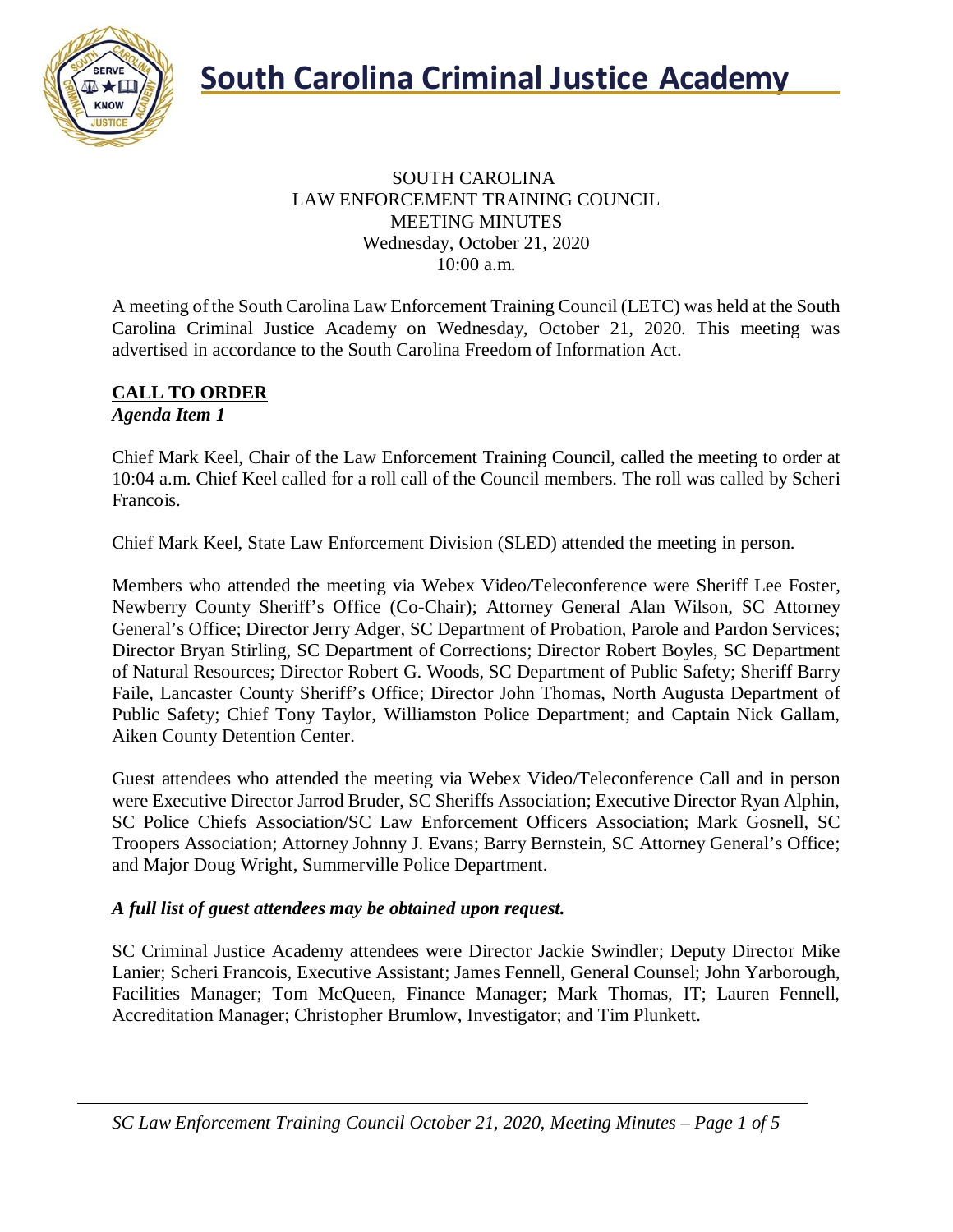# South Carolina Criminal Justice Academy

SOUTH CAROLINA
LAW ENFORCEMENT TRAINING COUNCIL
MEETING MINUTES
Wednesday, October 21, 2020
10:00 a.m.

A meeting of the South Carolina Law Enforcement Training Council (LETC) was held at the South Carolina Criminal Justice Academy on Wednesday, October 21, 2020. This meeting was advertised in accordance to the South Carolina Freedom of Information Act.

## CALL TO ORDER

***Agenda Item 1***

Chief Mark Keel, Chair of the Law Enforcement Training Council, called the meeting to order at 10:04 a.m. Chief Keel called for a roll call of the Council members. The roll was called by Scheri Francois.

Chief Mark Keel, State Law Enforcement Division (SLED) attended the meeting in person.

Members who attended the meeting via Webex Video/Teleconference were Sheriff Lee Foster, Newberry County Sheriff's Office (Co-Chair); Attorney General Alan Wilson, SC Attorney General's Office; Director Jerry Adger, SC Department of Probation, Parole and Pardon Services; Director Bryan Stirling, SC Department of Corrections; Director Robert Boyles, SC Department of Natural Resources; Director Robert G. Woods, SC Department of Public Safety; Sheriff Barry Faile, Lancaster County Sheriff's Office; Director John Thomas, North Augusta Department of Public Safety; Chief Tony Taylor, Williamston Police Department; and Captain Nick Gallam, Aiken County Detention Center.

Guest attendees who attended the meeting via Webex Video/Teleconference Call and in person were Executive Director Jarrod Bruder, SC Sheriffs Association; Executive Director Ryan Alphin, SC Police Chiefs Association/SC Law Enforcement Officers Association; Mark Gosnell, SC Troopers Association; Attorney Johnny J. Evans; Barry Bernstein, SC Attorney General's Office; and Major Doug Wright, Summerville Police Department.

***A full list of guest attendees may be obtained upon request.***

SC Criminal Justice Academy attendees were Director Jackie Swindler; Deputy Director Mike Lanier; Scheri Francois, Executive Assistant; James Fennell, General Counsel; John Yarborough, Facilities Manager; Tom McQueen, Finance Manager; Mark Thomas, IT; Lauren Fennell, Accreditation Manager; Christopher Brumlow, Investigator; and Tim Plunkett.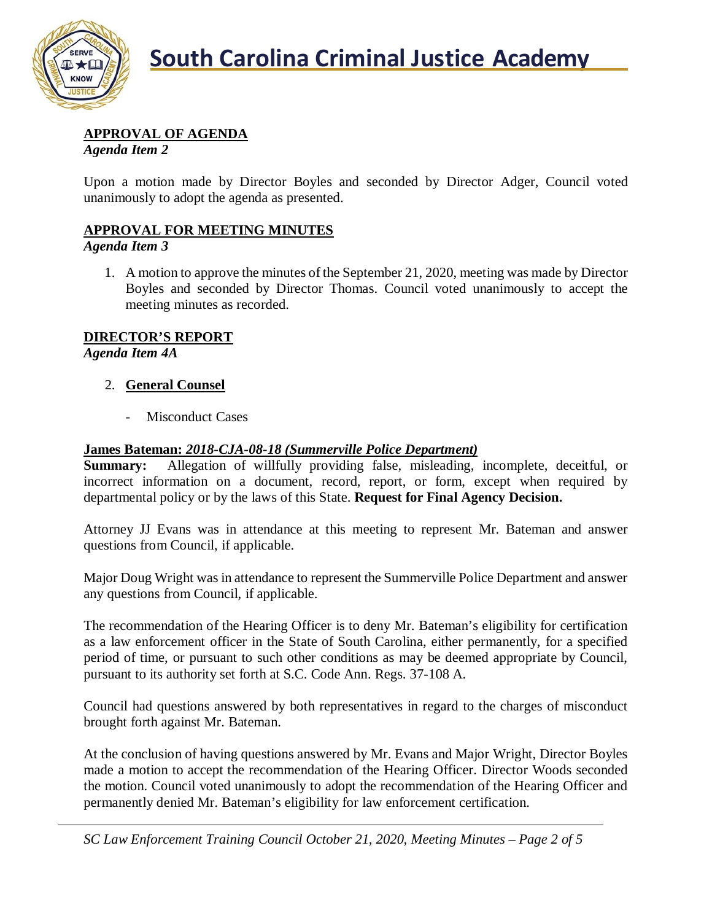**APPROVAL OF AGENDA**
*Agenda Item 2*

Upon a motion made by Director Boyles and seconded by Director Adger, Council voted unanimously to adopt the agenda as presented.

**APPROVAL FOR MEETING MINUTES**
*Agenda Item 3*

1. A motion to approve the minutes of the September 21, 2020, meeting was made by Director Boyles and seconded by Director Thomas. Council voted unanimously to accept the meeting minutes as recorded.

**DIRECTOR'S REPORT**
*Agenda Item 4A*

2. **General Counsel**

    - Misconduct Cases

**James Bateman:** ***2018-CJA-08-18 (Summerville Police Department)***
**Summary:** Allegation of willfully providing false, misleading, incomplete, deceitful, or incorrect information on a document, record, report, or form, except when required by departmental policy or by the laws of this State. **Request for Final Agency Decision.**

Attorney JJ Evans was in attendance at this meeting to represent Mr. Bateman and answer questions from Council, if applicable.

Major Doug Wright was in attendance to represent the Summerville Police Department and answer any questions from Council, if applicable.

The recommendation of the Hearing Officer is to deny Mr. Bateman's eligibility for certification as a law enforcement officer in the State of South Carolina, either permanently, for a specified period of time, or pursuant to such other conditions as may be deemed appropriate by Council, pursuant to its authority set forth at S.C. Code Ann. Regs. 37-108 A.

Council had questions answered by both representatives in regard to the charges of misconduct brought forth against Mr. Bateman.

At the conclusion of having questions answered by Mr. Evans and Major Wright, Director Boyles made a motion to accept the recommendation of the Hearing Officer. Director Woods seconded the motion. Council voted unanimously to adopt the recommendation of the Hearing Officer and permanently denied Mr. Bateman's eligibility for law enforcement certification.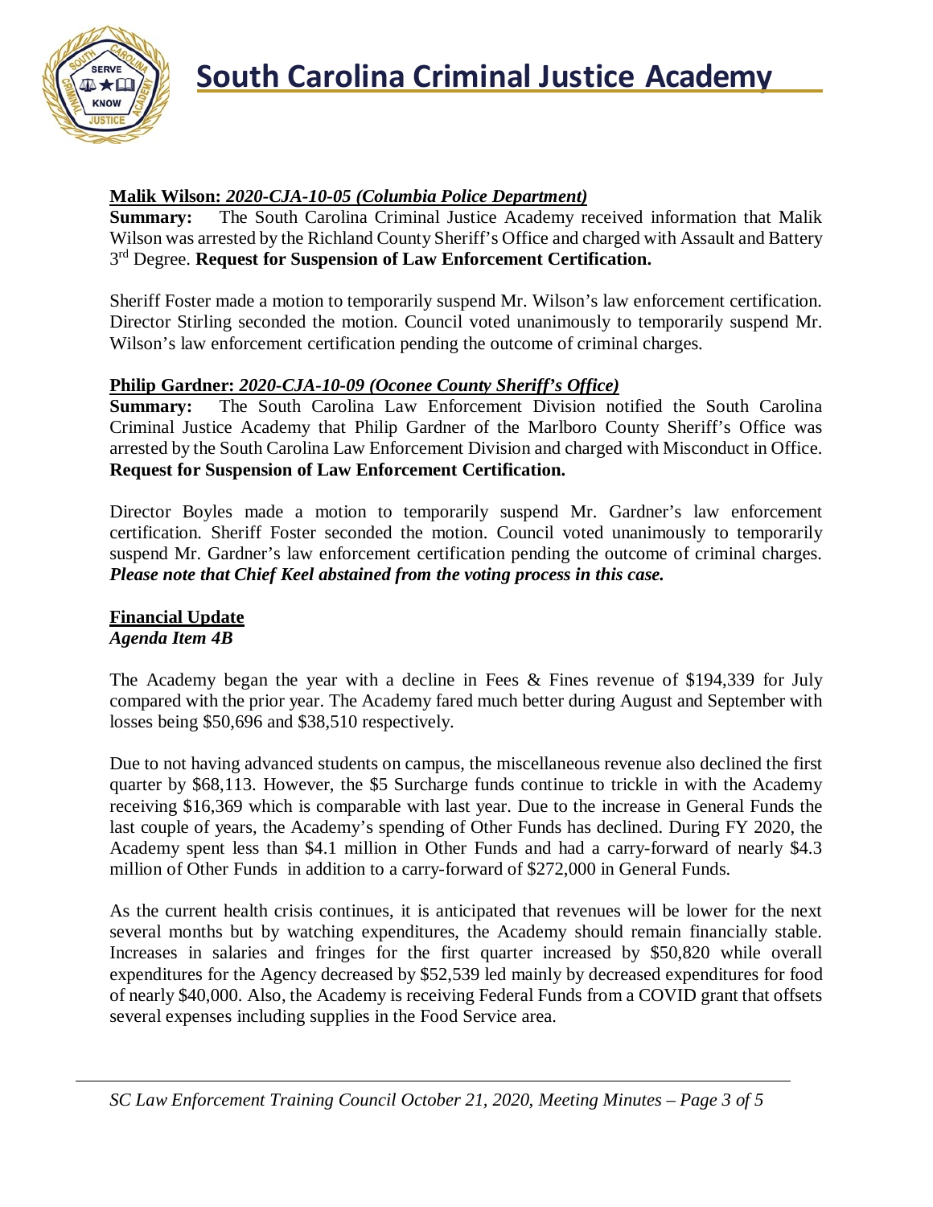**Malik Wilson:** ***2020-CJA-10-05 (Columbia Police Department)***

**Summary:** The South Carolina Criminal Justice Academy received information that Malik Wilson was arrested by the Richland County Sheriff's Office and charged with Assault and Battery 3rd Degree. **Request for Suspension of Law Enforcement Certification.**

Sheriff Foster made a motion to temporarily suspend Mr. Wilson's law enforcement certification. Director Stirling seconded the motion. Council voted unanimously to temporarily suspend Mr. Wilson's law enforcement certification pending the outcome of criminal charges.

**Philip Gardner:** ***2020-CJA-10-09 (Oconee County Sheriff's Office)***

**Summary:** The South Carolina Law Enforcement Division notified the South Carolina Criminal Justice Academy that Philip Gardner of the Marlboro County Sheriff's Office was arrested by the South Carolina Law Enforcement Division and charged with Misconduct in Office. **Request for Suspension of Law Enforcement Certification.**

Director Boyles made a motion to temporarily suspend Mr. Gardner's law enforcement certification. Sheriff Foster seconded the motion. Council voted unanimously to temporarily suspend Mr. Gardner's law enforcement certification pending the outcome of criminal charges. ***Please note that Chief Keel abstained from the voting process in this case.***

**Financial Update**

***Agenda Item 4B***

The Academy began the year with a decline in Fees & Fines revenue of $194,339 for July compared with the prior year. The Academy fared much better during August and September with losses being $50,696 and $38,510 respectively.

Due to not having advanced students on campus, the miscellaneous revenue also declined the first quarter by $68,113. However, the $5 Surcharge funds continue to trickle in with the Academy receiving $16,369 which is comparable with last year. Due to the increase in General Funds the last couple of years, the Academy's spending of Other Funds has declined. During FY 2020, the Academy spent less than $4.1 million in Other Funds and had a carry-forward of nearly $4.3 million of Other Funds in addition to a carry-forward of $272,000 in General Funds.

As the current health crisis continues, it is anticipated that revenues will be lower for the next several months but by watching expenditures, the Academy should remain financially stable. Increases in salaries and fringes for the first quarter increased by $50,820 while overall expenditures for the Agency decreased by $52,539 led mainly by decreased expenditures for food of nearly $40,000. Also, the Academy is receiving Federal Funds from a COVID grant that offsets several expenses including supplies in the Food Service area.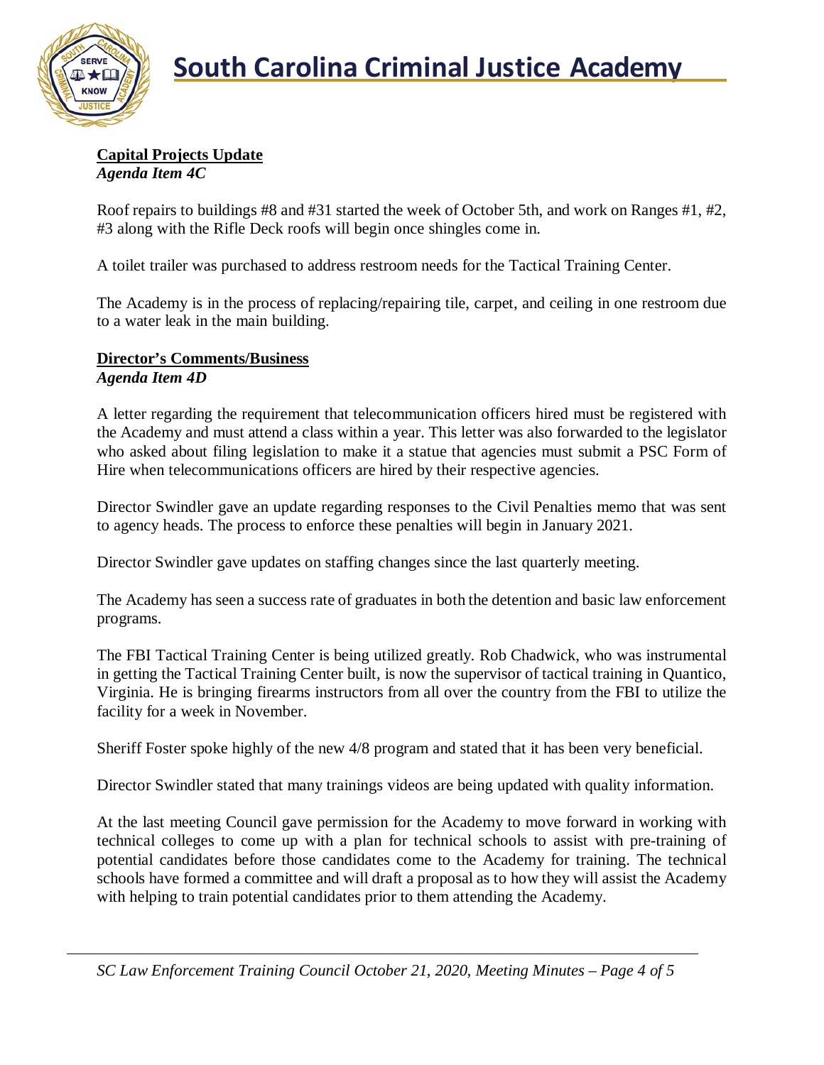**Capital Projects Update**
*Agenda Item 4C*

Roof repairs to buildings #8 and #31 started the week of October 5th, and work on Ranges #1, #2, #3 along with the Rifle Deck roofs will begin once shingles come in.

A toilet trailer was purchased to address restroom needs for the Tactical Training Center.

The Academy is in the process of replacing/repairing tile, carpet, and ceiling in one restroom due to a water leak in the main building.

**Director's Comments/Business**
*Agenda Item 4D*

A letter regarding the requirement that telecommunication officers hired must be registered with the Academy and must attend a class within a year. This letter was also forwarded to the legislator who asked about filing legislation to make it a statue that agencies must submit a PSC Form of Hire when telecommunications officers are hired by their respective agencies.

Director Swindler gave an update regarding responses to the Civil Penalties memo that was sent to agency heads. The process to enforce these penalties will begin in January 2021.

Director Swindler gave updates on staffing changes since the last quarterly meeting.

The Academy has seen a success rate of graduates in both the detention and basic law enforcement programs.

The FBI Tactical Training Center is being utilized greatly. Rob Chadwick, who was instrumental in getting the Tactical Training Center built, is now the supervisor of tactical training in Quantico, Virginia. He is bringing firearms instructors from all over the country from the FBI to utilize the facility for a week in November.

Sheriff Foster spoke highly of the new 4/8 program and stated that it has been very beneficial.

Director Swindler stated that many trainings videos are being updated with quality information.

At the last meeting Council gave permission for the Academy to move forward in working with technical colleges to come up with a plan for technical schools to assist with pre-training of potential candidates before those candidates come to the Academy for training. The technical schools have formed a committee and will draft a proposal as to how they will assist the Academy with helping to train potential candidates prior to them attending the Academy.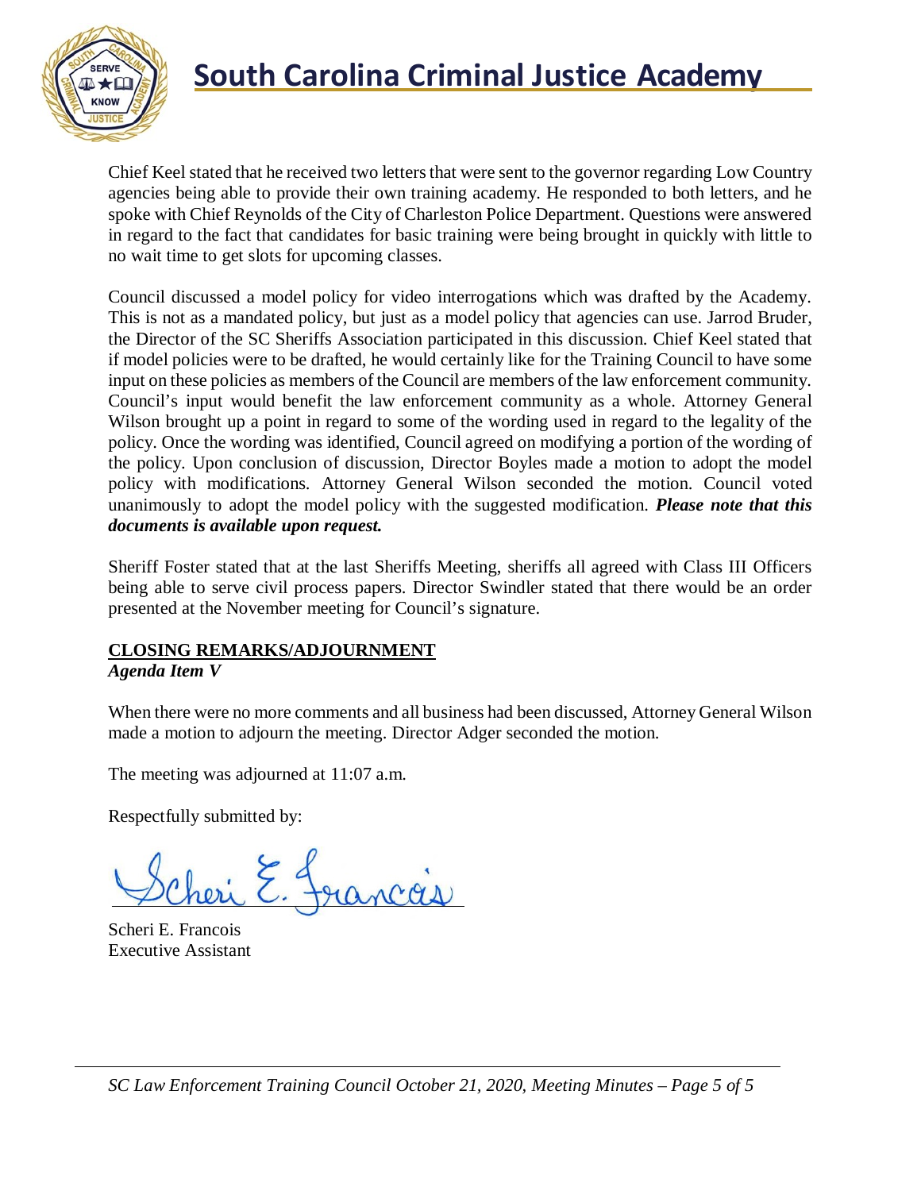Chief Keel stated that he received two letters that were sent to the governor regarding Low Country agencies being able to provide their own training academy. He responded to both letters, and he spoke with Chief Reynolds of the City of Charleston Police Department. Questions were answered in regard to the fact that candidates for basic training were being brought in quickly with little to no wait time to get slots for upcoming classes.

Council discussed a model policy for video interrogations which was drafted by the Academy. This is not as a mandated policy, but just as a model policy that agencies can use. Jarrod Bruder, the Director of the SC Sheriffs Association participated in this discussion. Chief Keel stated that if model policies were to be drafted, he would certainly like for the Training Council to have some input on these policies as members of the Council are members of the law enforcement community. Council's input would benefit the law enforcement community as a whole. Attorney General Wilson brought up a point in regard to some of the wording used in regard to the legality of the policy. Once the wording was identified, Council agreed on modifying a portion of the wording of the policy. Upon conclusion of discussion, Director Boyles made a motion to adopt the model policy with modifications. Attorney General Wilson seconded the motion. Council voted unanimously to adopt the model policy with the suggested modification. ***Please note that this documents is available upon request.***

Sheriff Foster stated that at the last Sheriffs Meeting, sheriffs all agreed with Class III Officers being able to serve civil process papers. Director Swindler stated that there would be an order presented at the November meeting for Council's signature.

## CLOSING REMARKS/ADJOURNMENT

***Agenda Item V***

When there were no more comments and all business had been discussed, Attorney General Wilson made a motion to adjourn the meeting. Director Adger seconded the motion.

The meeting was adjourned at 11:07 a.m.

Respectfully submitted by:

Scheri E. Francois

Scheri E. Francois
Executive Assistant